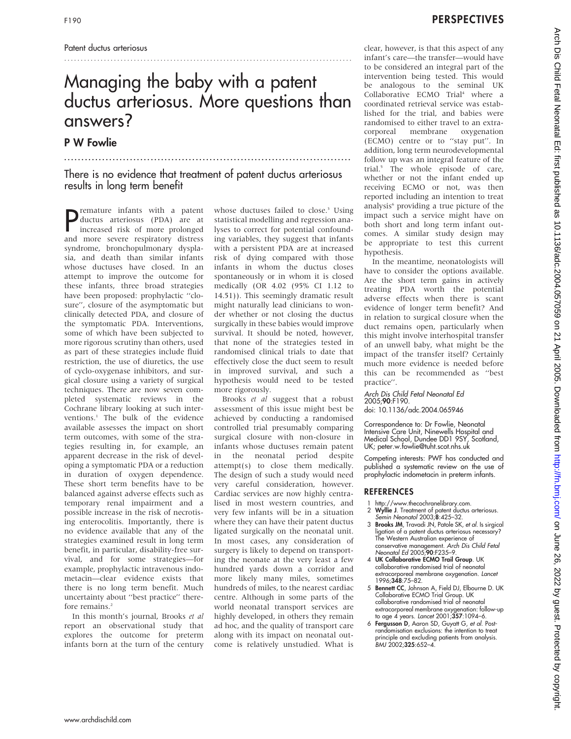Patent ductus arteriosus

# Managing the baby with a patent ductus arteriosus. More questions than answers?

## P W Fowlie

### There is no evidence that treatment of patent ductus arteriosus results in long term benefit

Premature infants with a patent ductus arteriosus (PDA) are at increased risk of more prolonged and more severe respiratory distress syndrome, bronchopulmonary dysplasia, and death than similar infants whose ductuses have closed. In an attempt to improve the outcome for these infants, three broad strategies have been proposed: prophylactic "closure", closure of the asymptomatic but clinically detected PDA, and closure of the symptomatic PDA. Interventions, some of which have been subjected to more rigorous scrutiny than others, used as part of these strategies include fluid restriction, the use of diuretics, the use of cyclo-oxygenase inhibitors, and surgical closure using a variety of surgical techniques. There are now seven completed systematic reviews in the Cochrane library looking at such interventions.[1] The bulk of the evidence available assesses the impact on short term outcomes, with some of the strategies resulting in, for example, an apparent decrease in the risk of developing a symptomatic PDA or a reduction in duration of oxygen dependence. These short term benefits have to be balanced against adverse effects such as temporary renal impairment and a possible increase in the risk of necrotising enterocolitis. Importantly, there is no evidence available that any of the strategies examined result in long term benefit, in particular, disability-free survival, and for some strategies—for example, prophylactic intravenous indometacin—clear evidence exists that there is no long term benefit. Much uncertainty about "best practice" therefore remains.[2]

In this month's journal, Brooks *et al* report an observational study that explores the outcome for preterm infants born at the turn of the century whose ductuses failed to close.[3] Using statistical modelling and regression analyses to correct for potential confounding variables, they suggest that infants with a persistent PDA are at increased risk of dying compared with those infants in whom the ductus closes spontaneously or in whom it is closed medically (OR 4.02 (95% CI 1.12 to 14.51)). This seemingly dramatic result might naturally lead clinicians to wonder whether or not closing the ductus surgically in these babies would improve survival. It should be noted, however, that none of the strategies tested in randomised clinical trials to date that effectively close the duct seem to result in improved survival, and such a hypothesis would need to be tested more rigorously.

Brooks *et al* suggest that a robust assessment of this issue might best be achieved by conducting a randomised controlled trial presumably comparing surgical closure with non-closure in infants whose ductuses remain patent in the neonatal period despite attempt(s) to close them medically. The design of such a study would need very careful consideration, however. Cardiac services are now highly centralised in most western countries, and very few infants will be in a situation where they can have their patent ductus ligated surgically on the neonatal unit. In most cases, any consideration of surgery is likely to depend on transporting the neonate at the very least a few hundred yards down a corridor and more likely many miles, sometimes hundreds of miles, to the nearest cardiac centre. Although in some parts of the world neonatal transport services are highly developed, in others they remain ad hoc, and the quality of transport care along with its impact on neonatal outcome is relatively unstudied. What is clear, however, is that this aspect of any infant's care—the transfer—would have to be considered an integral part of the intervention being tested. This would be analogous to the seminal UK Collaborative ECMO Trial[4] where a coordinated retrieval service was established for the trial, and babies were randomised to either travel to an extracorporeal membrane oxygenation (ECMO) centre or to "stay put". In addition, long term neurodevelopmental follow up was an integral feature of the trial.[5] The whole episode of care, whether or not the infant ended up receiving ECMO or not, was then reported including an intention to treat analysis[6] providing a true picture of the impact such a service might have on both short and long term infant outcomes. A similar study design may be appropriate to test this current hypothesis.

In the meantime, neonatologists will have to consider the options available. Are the short term gains in actively treating PDA worth the potential adverse effects when there is scant evidence of longer term benefit? And in relation to surgical closure when the duct remains open, particularly when this might involve interhospital transfer of an unwell baby, what might be the impact of the transfer itself? Certainly much more evidence is needed before this can be recommended as "best practice".

*Arch Dis Child Fetal Neonatal Ed* 2005;**90**:F190.
doi: 10.1136/adc.2004.065946

Correspondence to: Dr Fowlie, Neonatal Intensive Care Unit, Ninewells Hospital and Medical School, Dundee DD1 9SY, Scotland, UK; peter.w.fowlie@tuht.scot.nhs.uk

Competing interests: PWF has conducted and published a systematic review on the use of prophylactic indometacin in preterm infants.

## REFERENCES

1. http://www.thecochranelibrary.com.
2. **Wyllie J**. Treatment of patent ductus arteriosus. *Semin Neonatol* 2003;**8**:425–32.
3. **Brooks JM**, Travadi JN, Patole SK, *et al*. Is surgical ligation of a patent ductus arteriosus necessary? The Western Australian experience of conservative management. *Arch Dis Child Fetal Neonatal Ed* 2005;**90**:F235–9.
4. **UK Collaborative ECMO Trail Group**. UK collaborative randomised trial of neonatal extracorporeal membrane oxygenation. *Lancet* 1996;**348**:75–82.
5. **Bennett CC**, Johnson A, Field DJ, Elbourne D. UK Collaborative ECMO Trial Group. UK collaborative randomised trial of neonatal extracorporeal membrane oxygenation: follow-up to age 4 years. *Lancet* 2001;**357**:1094–6.
6. **Fergusson D**, Aaron SD, Guyatt G, *et al*. Post-randomisation exclusions: the intention to treat principle and excluding patients from analysis. *BMJ* 2002;**325**:652–4.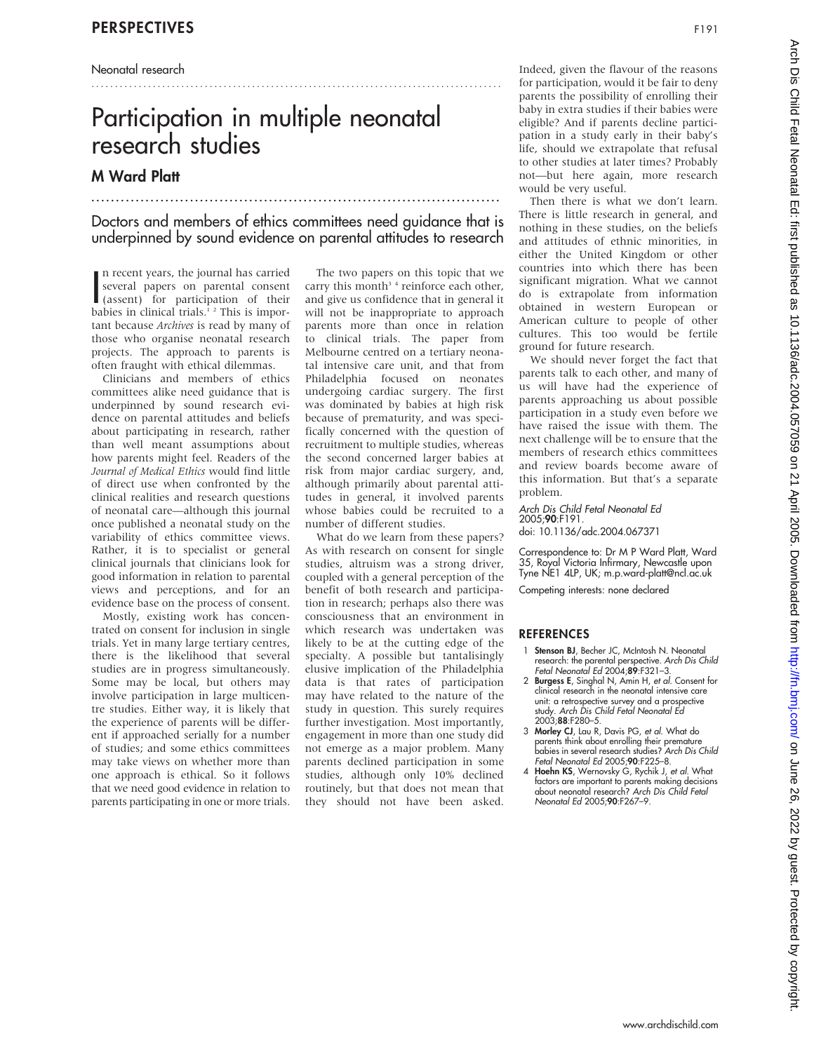Neonatal research

# Participation in multiple neonatal research studies

## M Ward Platt

### Doctors and members of ethics committees need guidance that is underpinned by sound evidence on parental attitudes to research

In recent years, the journal has carried several papers on parental consent (assent) for participation of their babies in clinical trials.[1 2] This is important because *Archives* is read by many of those who organise neonatal research projects. The approach to parents is often fraught with ethical dilemmas.

Clinicians and members of ethics committees alike need guidance that is underpinned by sound research evidence on parental attitudes and beliefs about participating in research, rather than well meant assumptions about how parents might feel. Readers of the *Journal of Medical Ethics* would find little of direct use when confronted by the clinical realities and research questions of neonatal care—although this journal once published a neonatal study on the variability of ethics committee views. Rather, it is to specialist or general clinical journals that clinicians look for good information in relation to parental views and perceptions, and for an evidence base on the process of consent.

Mostly, existing work has concentrated on consent for inclusion in single trials. Yet in many large tertiary centres, there is the likelihood that several studies are in progress simultaneously. Some may be local, but others may involve participation in large multicentre studies. Either way, it is likely that the experience of parents will be different if approached serially for a number of studies; and some ethics committees may take views on whether more than one approach is ethical. So it follows that we need good evidence in relation to parents participating in one or more trials.

The two papers on this topic that we carry this month[3 4] reinforce each other, and give us confidence that in general it will not be inappropriate to approach parents more than once in relation to clinical trials. The paper from Melbourne centred on a tertiary neonatal intensive care unit, and that from Philadelphia focused on neonates undergoing cardiac surgery. The first was dominated by babies at high risk because of prematurity, and was specifically concerned with the question of recruitment to multiple studies, whereas the second concerned larger babies at risk from major cardiac surgery, and, although primarily about parental attitudes in general, it involved parents whose babies could be recruited to a number of different studies.

What do we learn from these papers? As with research on consent for single studies, altruism was a strong driver, coupled with a general perception of the benefit of both research and participation in research; perhaps also there was consciousness that an environment in which research was undertaken was likely to be at the cutting edge of the specialty. A possible but tantalisingly elusive implication of the Philadelphia data is that rates of participation may have related to the nature of the study in question. This surely requires further investigation. Most importantly, engagement in more than one study did not emerge as a major problem. Many parents declined participation in some studies, although only 10% declined routinely, but that does not mean that they should not have been asked. Indeed, given the flavour of the reasons for participation, would it be fair to deny parents the possibility of enrolling their baby in extra studies if their babies were eligible? And if parents decline participation in a study early in their baby's life, should we extrapolate that refusal to other studies at later times? Probably not—but here again, more research would be very useful.

Then there is what we don't learn. There is little research in general, and nothing in these studies, on the beliefs and attitudes of ethnic minorities, in either the United Kingdom or other countries into which there has been significant migration. What we cannot do is extrapolate from information obtained in western European or American culture to people of other cultures. This too would be fertile ground for future research.

We should never forget the fact that parents talk to each other, and many of us will have had the experience of parents approaching us about possible participation in a study even before we have raised the issue with them. The next challenge will be to ensure that the members of research ethics committees and review boards become aware of this information. But that's a separate problem.

*Arch Dis Child Fetal Neonatal Ed* 2005;**90**:F191.
doi: 10.1136/adc.2004.067371

Correspondence to: Dr M P Ward Platt, Ward 35, Royal Victoria Infirmary, Newcastle upon Tyne NE1 4LP, UK; m.p.ward-platt@ncl.ac.uk

Competing interests: none declared

## REFERENCES

1. **Stenson BJ**, Becher JC, McIntosh N. Neonatal research: the parental perspective. *Arch Dis Child Fetal Neonatal Ed* 2004;**89**:F321–3.
2. **Burgess E**, Singhal N, Amin H, *et al*. Consent for clinical research in the neonatal intensive care unit: a retrospective survey and a prospective study. *Arch Dis Child Fetal Neonatal Ed* 2003;**88**:F280–5.
3. **Morley CJ**, Lau R, Davis PG, *et al*. What do parents think about enrolling their premature babies in several research studies? *Arch Dis Child Fetal Neonatal Ed* 2005;**90**:F225–8.
4. **Hoehn KS**, Wernovsky G, Rychik J, *et al*. What factors are important to parents making decisions about neonatal research? *Arch Dis Child Fetal Neonatal Ed* 2005;**90**:F267–9.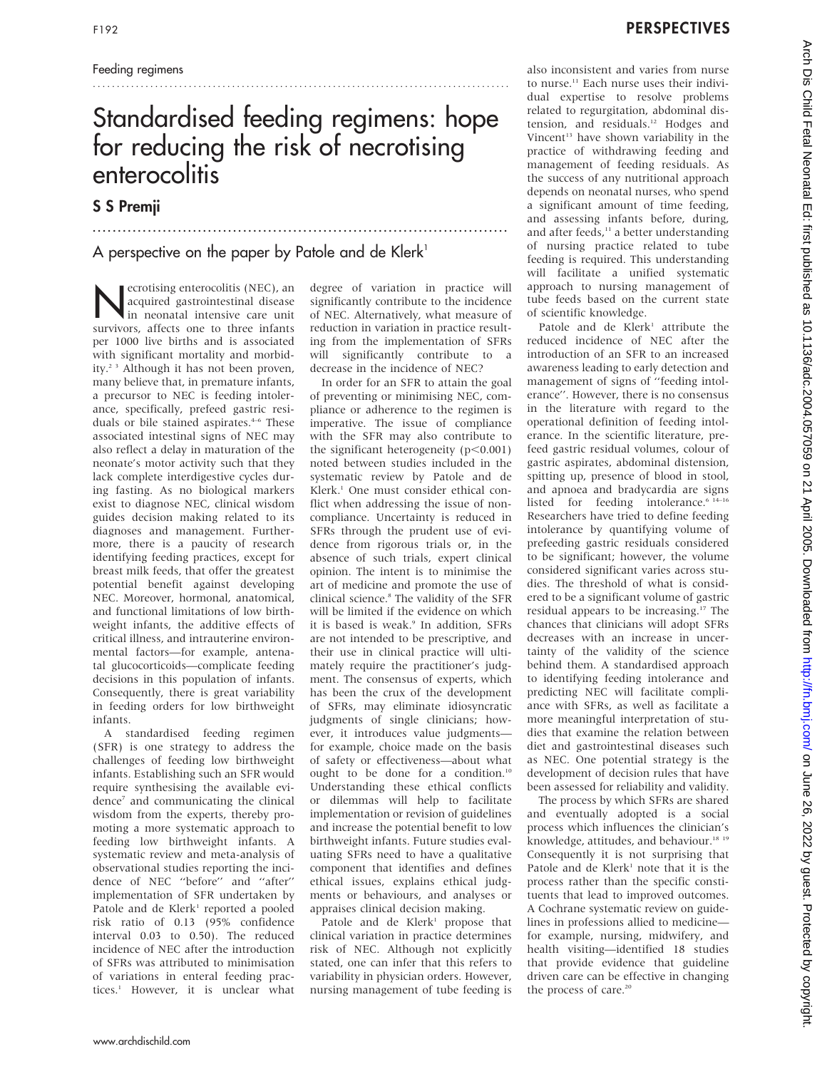Feeding regimens

# Standardised feeding regimens: hope for reducing the risk of necrotising enterocolitis

## S S Premji

### A perspective on the paper by Patole and de Klerk[1]

Necrotising enterocolitis (NEC), an acquired gastrointestinal disease in neonatal intensive care unit survivors, affects one to three infants per 1000 live births and is associated with significant mortality and morbidity.[2 3] Although it has not been proven, many believe that, in premature infants, a precursor to NEC is feeding intolerance, specifically, prefeed gastric residuals or bile stained aspirates.[4–6] These associated intestinal signs of NEC may also reflect a delay in maturation of the neonate's motor activity such that they lack complete interdigestive cycles during fasting. As no biological markers exist to diagnose NEC, clinical wisdom guides decision making related to its diagnoses and management. Furthermore, there is a paucity of research identifying feeding practices, except for breast milk feeds, that offer the greatest potential benefit against developing NEC. Moreover, hormonal, anatomical, and functional limitations of low birthweight infants, the additive effects of critical illness, and intrauterine environmental factors—for example, antenatal glucocorticoids—complicate feeding decisions in this population of infants. Consequently, there is great variability in feeding orders for low birthweight infants.

A standardised feeding regimen (SFR) is one strategy to address the challenges of feeding low birthweight infants. Establishing such an SFR would require synthesising the available evidence[7] and communicating the clinical wisdom from the experts, thereby promoting a more systematic approach to feeding low birthweight infants. A systematic review and meta-analysis of observational studies reporting the incidence of NEC "before" and "after" implementation of SFR undertaken by Patole and de Klerk[1] reported a pooled risk ratio of 0.13 (95% confidence interval 0.03 to 0.50). The reduced incidence of NEC after the introduction of SFRs was attributed to minimisation of variations in enteral feeding practices.[1] However, it is unclear what degree of variation in practice will significantly contribute to the incidence of NEC. Alternatively, what measure of reduction in variation in practice resulting from the implementation of SFRs will significantly contribute to a decrease in the incidence of NEC?

In order for an SFR to attain the goal of preventing or minimising NEC, compliance or adherence to the regimen is imperative. The issue of compliance with the SFR may also contribute to the significant heterogeneity ($p<0.001$) noted between studies included in the systematic review by Patole and de Klerk.[1] One must consider ethical conflict when addressing the issue of noncompliance. Uncertainty is reduced in SFRs through the prudent use of evidence from rigorous trials or, in the absence of such trials, expert clinical opinion. The intent is to minimise the art of medicine and promote the use of clinical science.[8] The validity of the SFR will be limited if the evidence on which it is based is weak.[9] In addition, SFRs are not intended to be prescriptive, and their use in clinical practice will ultimately require the practitioner's judgment. The consensus of experts, which has been the crux of the development of SFRs, may eliminate idiosyncratic judgments of single clinicians; however, it introduces value judgments—for example, choice made on the basis of safety or effectiveness—about what ought to be done for a condition.[10] Understanding these ethical conflicts or dilemmas will help to facilitate implementation or revision of guidelines and increase the potential benefit to low birthweight infants. Future studies evaluating SFRs need to have a qualitative component that identifies and defines ethical issues, explains ethical judgments or behaviours, and analyses or appraises clinical decision making.

Patole and de Klerk[1] propose that clinical variation in practice determines risk of NEC. Although not explicitly stated, one can infer that this refers to variability in physician orders. However, nursing management of tube feeding is also inconsistent and varies from nurse to nurse.[11] Each nurse uses their individual expertise to resolve problems related to regurgitation, abdominal distension, and residuals.[12] Hodges and Vincent[13] have shown variability in the practice of withdrawing feeding and management of feeding residuals. As the success of any nutritional approach depends on neonatal nurses, who spend a significant amount of time feeding, and assessing infants before, during, and after feeds,[11] a better understanding of nursing practice related to tube feeding is required. This understanding will facilitate a unified systematic approach to nursing management of tube feeds based on the current state of scientific knowledge.

Patole and de Klerk[1] attribute the reduced incidence of NEC after the introduction of an SFR to an increased awareness leading to early detection and management of signs of "feeding intolerance". However, there is no consensus in the literature with regard to the operational definition of feeding intolerance. In the scientific literature, prefeed gastric residual volumes, colour of gastric aspirates, abdominal distension, spitting up, presence of blood in stool, and apnoea and bradycardia are signs listed for feeding intolerance.[6 14–16] Researchers have tried to define feeding intolerance by quantifying volume of prefeeding gastric residuals considered to be significant; however, the volume considered significant varies across studies. The threshold of what is considered to be a significant volume of gastric residual appears to be increasing.[17] The chances that clinicians will adopt SFRs decreases with an increase in uncertainty of the validity of the science behind them. A standardised approach to identifying feeding intolerance and predicting NEC will facilitate compliance with SFRs, as well as facilitate a more meaningful interpretation of studies that examine the relation between diet and gastrointestinal diseases such as NEC. One potential strategy is the development of decision rules that have been assessed for reliability and validity.

The process by which SFRs are shared and eventually adopted is a social process which influences the clinician's knowledge, attitudes, and behaviour.[18 19] Consequently it is not surprising that Patole and de Klerk[1] note that it is the process rather than the specific constituents that lead to improved outcomes. A Cochrane systematic review on guidelines in professions allied to medicine—for example, nursing, midwifery, and health visiting—identified 18 studies that provide evidence that guideline driven care can be effective in changing the process of care.[20]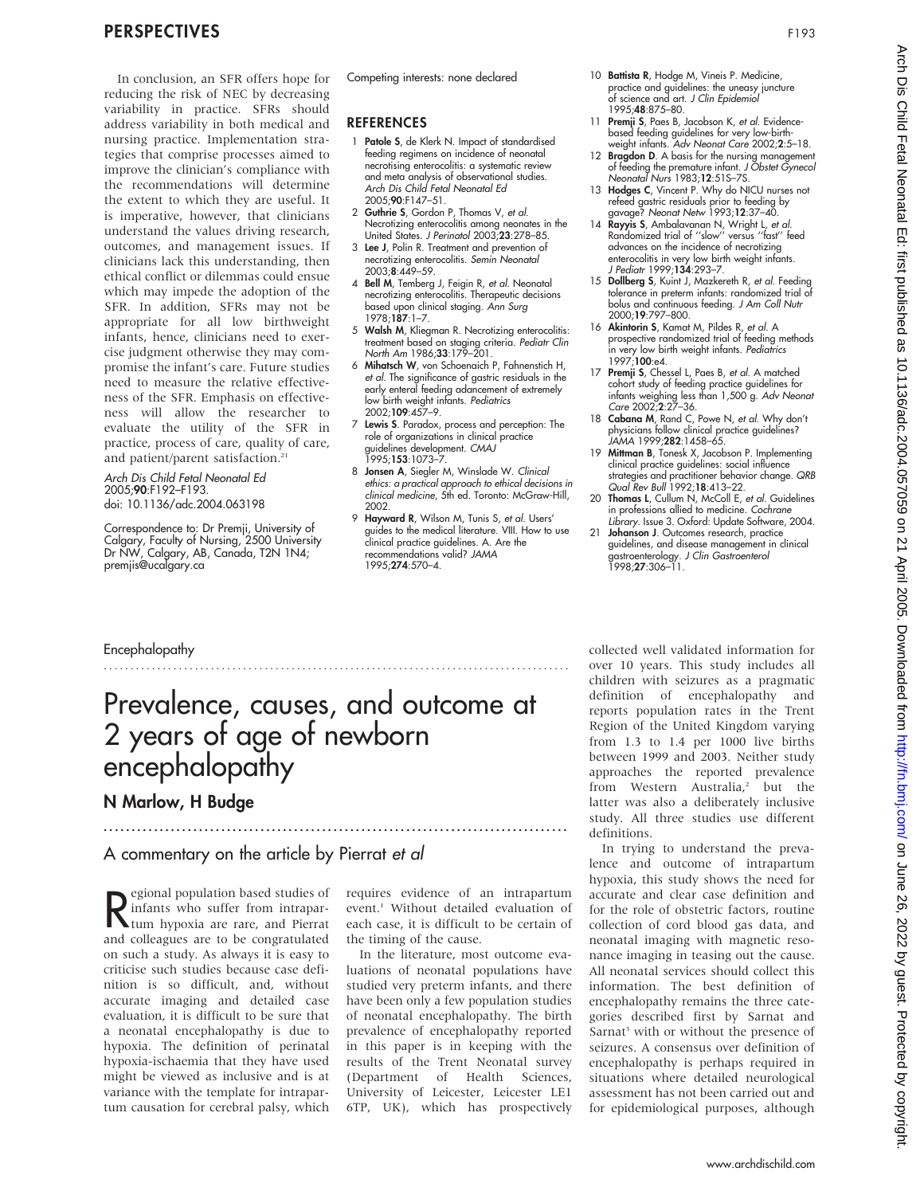In conclusion, an SFR offers hope for reducing the risk of NEC by decreasing variability in practice. SFRs should address variability in both medical and nursing practice. Implementation strategies that comprise processes aimed to improve the clinician's compliance with the recommendations will determine the extent to which they are useful. It is imperative, however, that clinicians understand the values driving research, outcomes, and management issues. If clinicians lack this understanding, then ethical conflict or dilemmas could ensue which may impede the adoption of the SFR. In addition, SFRs may not be appropriate for all low birthweight infants, hence, clinicians need to exercise judgment otherwise they may compromise the infant's care. Future studies need to measure the relative effectiveness of the SFR. Emphasis on effectiveness will allow the researcher to evaluate the utility of the SFR in practice, process of care, quality of care, and patient/parent satisfaction.[21]

*Arch Dis Child Fetal Neonatal Ed* 2005;**90**:F192–F193.
doi: 10.1136/adc.2004.063198

Correspondence to: Dr Premji, University of Calgary, Faculty of Nursing, 2500 University Dr NW, Calgary, AB, Canada, T2N 1N4; premjis@ucalgary.ca

Competing interests: none declared

## REFERENCES

1. **Patole S**, de Klerk N. Impact of standardised feeding regimens on incidence of neonatal necrotising enterocolitis: a systematic review and meta analysis of observational studies. *Arch Dis Child Fetal Neonatal Ed* 2005;**90**:F147–51.
2. **Guthrie S**, Gordon P, Thomas V, *et al*. Necrotizing enterocolitis among neonates in the United States. *J Perinatol* 2003;**23**:278–85.
3. **Lee J**, Polin R. Treatment and prevention of necrotizing enterocolitis. *Semin Neonatal* 2003;**8**:449–59.
4. **Bell M**, Temberg J, Feigin R, *et al*. Neonatal necrotizing enterocolitis. Therapeutic decisions based upon clinical staging. *Ann Surg* 1978;**187**:1–7.
5. **Walsh M**, Kliegman R. Necrotizing enterocolitis: treatment based on staging criteria. *Pediatr Clin North Am* 1986;**33**:179–201.
6. **Mihatsch W**, von Schoenaich P, Fahnenstich H, *et al*. The significance of gastric residuals in the early enteral feeding advancement of extremely low birth weight infants. *Pediatrics* 2002;**109**:457–9.
7. **Lewis S**. Paradox, process and perception: The role of organizations in clinical practice guidelines development. *CMAJ* 1995;**153**:1073–7.
8. **Jonsen A**, Siegler M, Winslade W. *Clinical ethics: a practical approach to ethical decisions in clinical medicine*, 5th ed. Toronto: McGraw-Hill, 2002.
9. **Hayward R**, Wilson M, Tunis S, *et al*. Users' guides to the medical literature. VIII. How to use clinical practice guidelines. A. Are the recommendations valid? *JAMA* 1995;**274**:570–4.
10. **Battista R**, Hodge M, Vineis P. Medicine, practice and guidelines: the uneasy juncture of science and art. *J Clin Epidemiol* 1995;**48**:875–80.
11. **Premji S**, Paes B, Jacobson K, *et al*. Evidence-based feeding guidelines for very low-birth-weight infants. *Adv Neonat Care* 2002;**2**:5–18.
12. **Bragdon D**. A basis for the nursing management of feeding the premature infant. *J Obstet Gynecol Neonatal Nurs* 1983;**12**:51S–7S.
13. **Hodges C**, Vincent P. Why do NICU nurses not refeed gastric residuals prior to feeding by gavage? *Neonat Netw* 1993;**12**:37–40.
14. **Rayyis S**, Ambalavanan N, Wright L, *et al*. Randomized trial of "slow" versus "fast" feed advances on the incidence of necrotizing enterocolitis in very low birth weight infants. *J Pediatr* 1999;**134**:293–7.
15. **Dollberg S**, Kuint J, Mazkereth R, *et al*. Feeding tolerance in preterm infants: randomized trial of bolus and continuous feeding. *J Am Coll Nutr* 2000;**19**:797–800.
16. **Akintorin S**, Kamat M, Pildes R, *et al*. A prospective randomized trial of feeding methods in very low birth weight infants. *Pediatrics* 1997;**100**:e4.
17. **Premji S**, Chessel L, Paes B, *et al*. A matched cohort study of feeding practice guidelines for infants weighing less than 1,500 g. *Adv Neonat Care* 2002;**2**:27–36.
18. **Cabana M**, Rand C, Powe N, *et al*. Why don't physicians follow clinical practice guidelines? *JAMA* 1999;**282**:1458–65.
19. **Mittman B**, Tonesk X, Jacobson P. Implementing clinical practice guidelines: social influence strategies and practitioner behavior change. *QRB Qual Rev Bull* 1992;**18**:413–22.
20. **Thomas L**, Cullum N, McColl E, *et al*. Guidelines in professions allied to medicine. *Cochrane Library*. Issue 3. Oxford: Update Software, 2004.
21. **Johanson J**. Outcomes research, practice guidelines, and disease management in clinical gastroenterology. *J Clin Gastroenterol* 1998;**27**:306–11.

Encephalopathy

# Prevalence, causes, and outcome at 2 years of age of newborn encephalopathy

## N Marlow, H Budge

### A commentary on the article by Pierrat *et al*

Regional population based studies of infants who suffer from intrapartum hypoxia are rare, and Pierrat and colleagues are to be congratulated on such a study. As always it is easy to criticise such studies because case definition is so difficult, and, without accurate imaging and detailed case evaluation, it is difficult to be sure that a neonatal encephalopathy is due to hypoxia. The definition of perinatal hypoxia-ischaemia that they have used might be viewed as inclusive and is at variance with the template for intrapartum causation for cerebral palsy, which requires evidence of an intrapartum event.[1] Without detailed evaluation of each case, it is difficult to be certain of the timing of the cause.

In the literature, most outcome evaluations of neonatal populations have studied very preterm infants, and there have been only a few population studies of neonatal encephalopathy. The birth prevalence of encephalopathy reported in this paper is in keeping with the results of the Trent Neonatal survey (Department of Health Sciences, University of Leicester, Leicester LE1 6TP, UK), which has prospectively collected well validated information for over 10 years. This study includes all children with seizures as a pragmatic definition of encephalopathy and reports population rates in the Trent Region of the United Kingdom varying from 1.3 to 1.4 per 1000 live births between 1999 and 2003. Neither study approaches the reported prevalence from Western Australia,[2] but the latter was also a deliberately inclusive study. All three studies use different definitions.

In trying to understand the prevalence and outcome of intrapartum hypoxia, this study shows the need for accurate and clear case definition and for the role of obstetric factors, routine collection of cord blood gas data, and neonatal imaging with magnetic resonance imaging in teasing out the cause. All neonatal services should collect this information. The best definition of encephalopathy remains the three categories described first by Sarnat and Sarnat[3] with or without the presence of seizures. A consensus over definition of encephalopathy is perhaps required in situations where detailed neurological assessment has not been carried out and for epidemiological purposes, although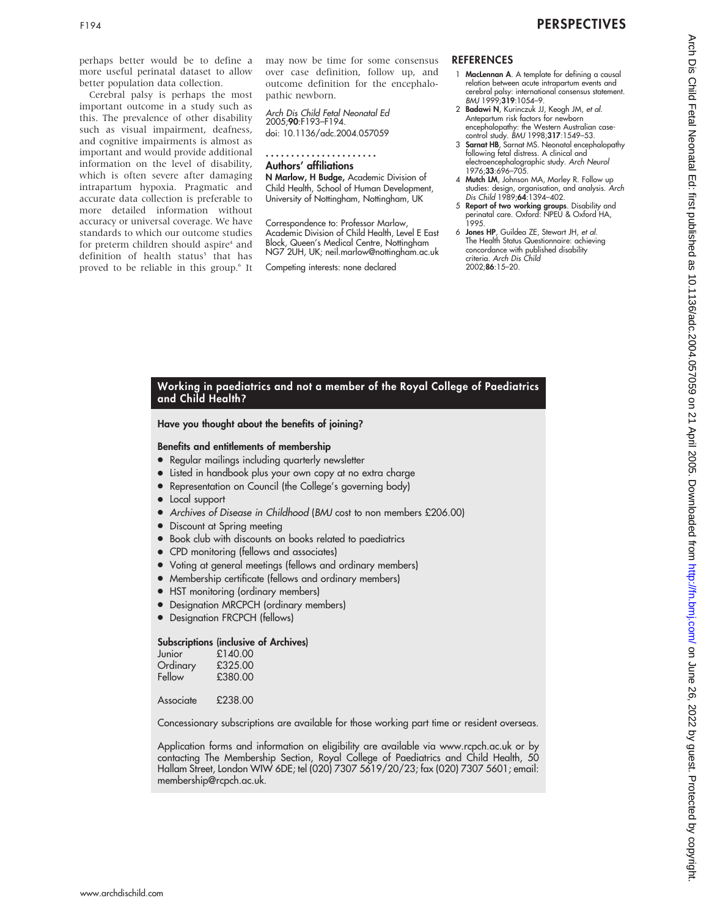perhaps better would be to define a more useful perinatal dataset to allow better population data collection.

Cerebral palsy is perhaps the most important outcome in a study such as this. The prevalence of other disability such as visual impairment, deafness, and cognitive impairments is almost as important and would provide additional information on the level of disability, which is often severe after damaging intrapartum hypoxia. Pragmatic and accurate data collection is preferable to more detailed information without accuracy or universal coverage. We have standards to which our outcome studies for preterm children should aspire[4] and definition of health status[5] that has proved to be reliable in this group.[6] It may now be time for some consensus over case definition, follow up, and outcome definition for the encephalopathic newborn.

*Arch Dis Child Fetal Neonatal Ed* 2005;**90**:F193–F194.
doi: 10.1136/adc.2004.057059

## Authors' affiliations

**N Marlow, H Budge,** Academic Division of Child Health, School of Human Development, University of Nottingham, Nottingham, UK

Correspondence to: Professor Marlow, Academic Division of Child Health, Level E East Block, Queen's Medical Centre, Nottingham NG7 2UH, UK; neil.marlow@nottingham.ac.uk

Competing interests: none declared

## REFERENCES

1. **MacLennan A**. A template for defining a causal relation between acute intrapartum events and cerebral palsy: international consensus statement. *BMJ* 1999;**319**:1054–9.
2. **Badawi N**, Kurinczuk JJ, Keogh JM, *et al*. Antepartum risk factors for newborn encephalopathy: the Western Australian case-control study. *BMJ* 1998;**317**:1549–53.
3. **Sarnat HB**, Sarnat MS. Neonatal encephalopathy following fetal distress. A clinical and electroencephalographic study. *Arch Neurol* 1976;**33**:696–705.
4. **Mutch LM**, Johnson MA, Morley R. Follow up studies: design, organisation, and analysis. *Arch Dis Child* 1989;**64**:1394–402.
5. **Report of two working groups**. Disability and perinatal care. Oxford: NPEU & Oxford HA, 1995.
6. **Jones HP**, Guildea ZE, Stewart JH, *et al*. The Health Status Questionnaire: achieving concordance with published disability criteria. *Arch Dis Child* 2002;**86**:15–20.

## Working in paediatrics and not a member of the Royal College of Paediatrics and Child Health?

**Have you thought about the benefits of joining?**

**Benefits and entitlements of membership**

- Regular mailings including quarterly newsletter
- Listed in handbook plus your own copy at no extra charge
- Representation on Council (the College's governing body)
- Local support
- *Archives of Disease in Childhood* (*BMJ* cost to non members £206.00)
- Discount at Spring meeting
- Book club with discounts on books related to paediatrics
- CPD monitoring (fellows and associates)
- Voting at general meetings (fellows and ordinary members)
- Membership certificate (fellows and ordinary members)
- HST monitoring (ordinary members)
- Designation MRCPCH (ordinary members)
- Designation FRCPCH (fellows)

**Subscriptions (inclusive of Archives)**

| | |
|---|---|
| Junior | £140.00 |
| Ordinary | £325.00 |
| Fellow | £380.00 |
| Associate | £238.00 |

Concessionary subscriptions are available for those working part time or resident overseas.

Application forms and information on eligibility are available via www.rcpch.ac.uk or by contacting The Membership Section, Royal College of Paediatrics and Child Health, 50 Hallam Street, London WIW 6DE; tel (020) 7307 5619/20/23; fax (020) 7307 5601; email: membership@rcpch.ac.uk.